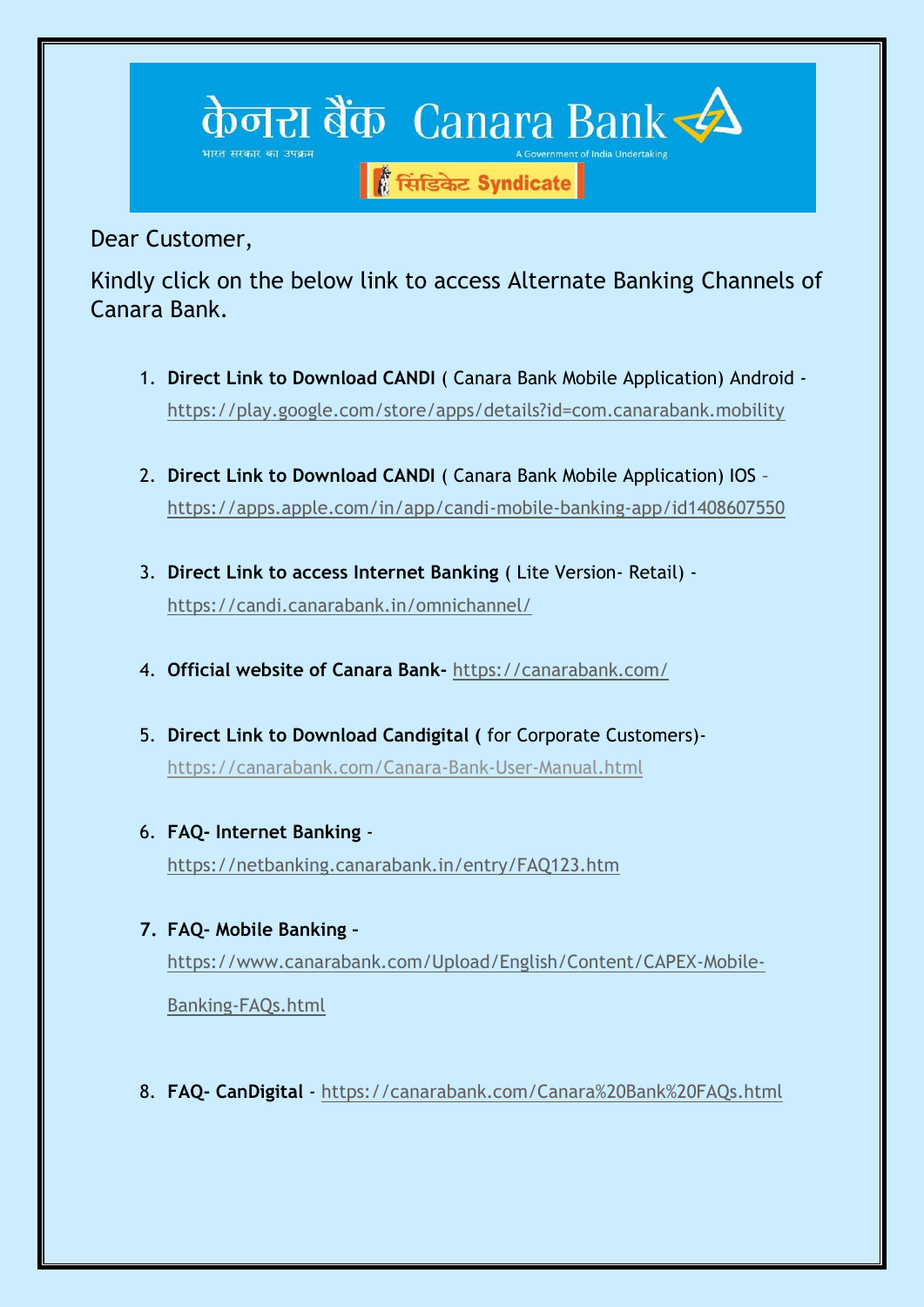केनरा बैंक Canara Bank

भारत सरकार का उपक्रम A Government of India Undertaking

सिंडिकेट Syndicate

Dear Customer,

Kindly click on the below link to access Alternate Banking Channels of Canara Bank.

1. **Direct Link to Download CANDI** ( Canara Bank Mobile Application) Android - https://play.google.com/store/apps/details?id=com.canarabank.mobility

2. **Direct Link to Download CANDI** ( Canara Bank Mobile Application) IOS – https://apps.apple.com/in/app/candi-mobile-banking-app/id1408607550

3. **Direct Link to access Internet Banking** ( Lite Version- Retail) - https://candi.canarabank.in/omnichannel/

4. **Official website of Canara Bank-** https://canarabank.com/

5. **Direct Link to Download Candigital (** for Corporate Customers)- https://canarabank.com/Canara-Bank-User-Manual.html

6. **FAQ- Internet Banking** - https://netbanking.canarabank.in/entry/FAQ123.htm

7. **FAQ- Mobile Banking –** https://www.canarabank.com/Upload/English/Content/CAPEX-Mobile-Banking-FAQs.html

8. **FAQ- CanDigital** - https://canarabank.com/Canara%20Bank%20FAQs.html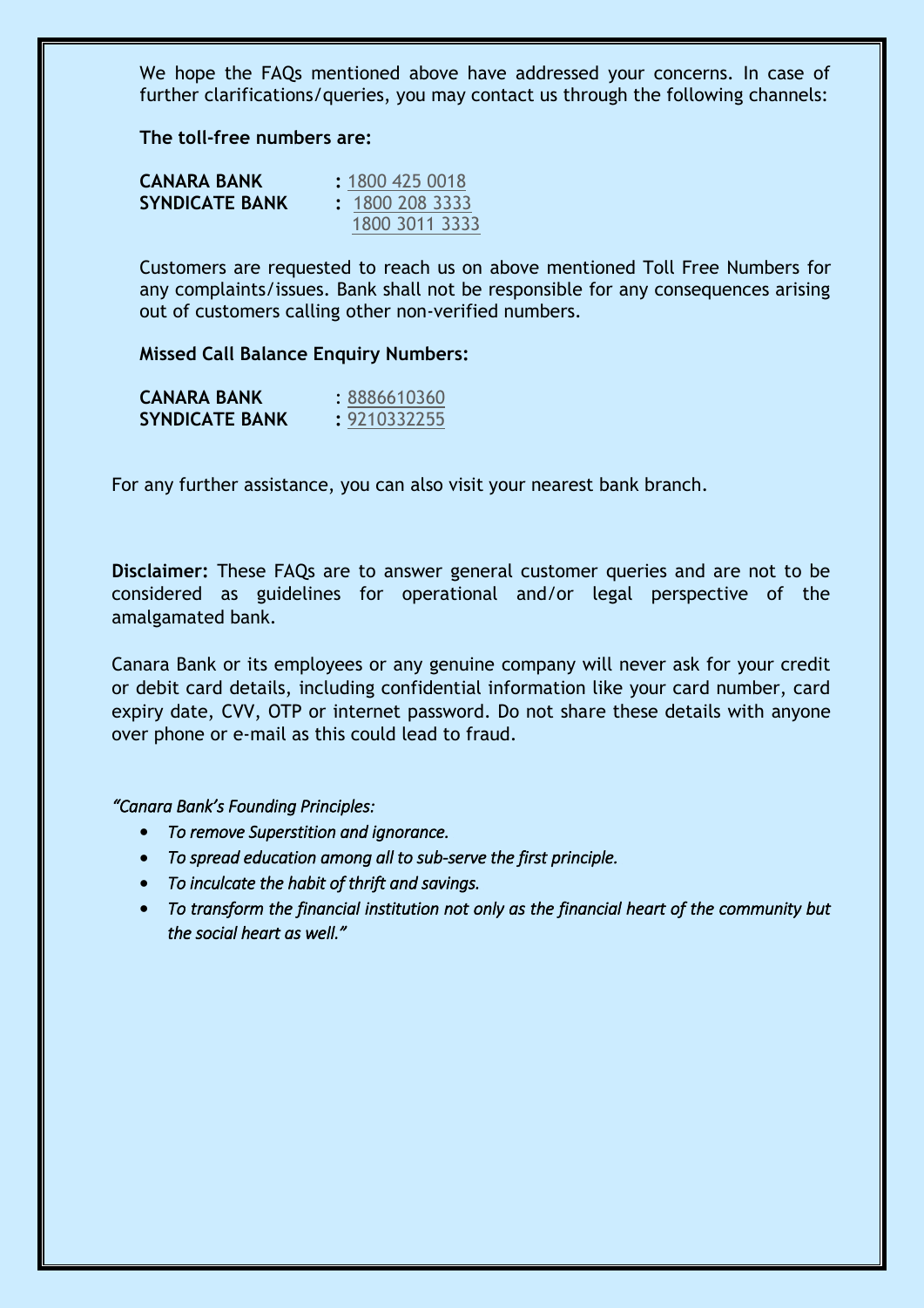We hope the FAQs mentioned above have addressed your concerns. In case of further clarifications/queries, you may contact us through the following channels:

**The toll-free numbers are:**

| | |
|---|---|
| **CANARA BANK** | **:** 1800 425 0018 |
| **SYNDICATE BANK** | **:** 1800 208 3333 |
| | 1800 3011 3333 |

Customers are requested to reach us on above mentioned Toll Free Numbers for any complaints/issues. Bank shall not be responsible for any consequences arising out of customers calling other non-verified numbers.

**Missed Call Balance Enquiry Numbers:**

| | |
|---|---|
| **CANARA BANK** | : 8886610360 |
| **SYNDICATE BANK** | **:** 9210332255 |

For any further assistance, you can also visit your nearest bank branch.

**Disclaimer:** These FAQs are to answer general customer queries and are not to be considered as guidelines for operational and/or legal perspective of the amalgamated bank.

Canara Bank or its employees or any genuine company will never ask for your credit or debit card details, including confidential information like your card number, card expiry date, CVV, OTP or internet password. Do not share these details with anyone over phone or e-mail as this could lead to fraud.

*"Canara Bank's Founding Principles:*

- *To remove Superstition and ignorance.*
- *To spread education among all to sub-serve the first principle.*
- *To inculcate the habit of thrift and savings.*
- *To transform the financial institution not only as the financial heart of the community but the social heart as well."*